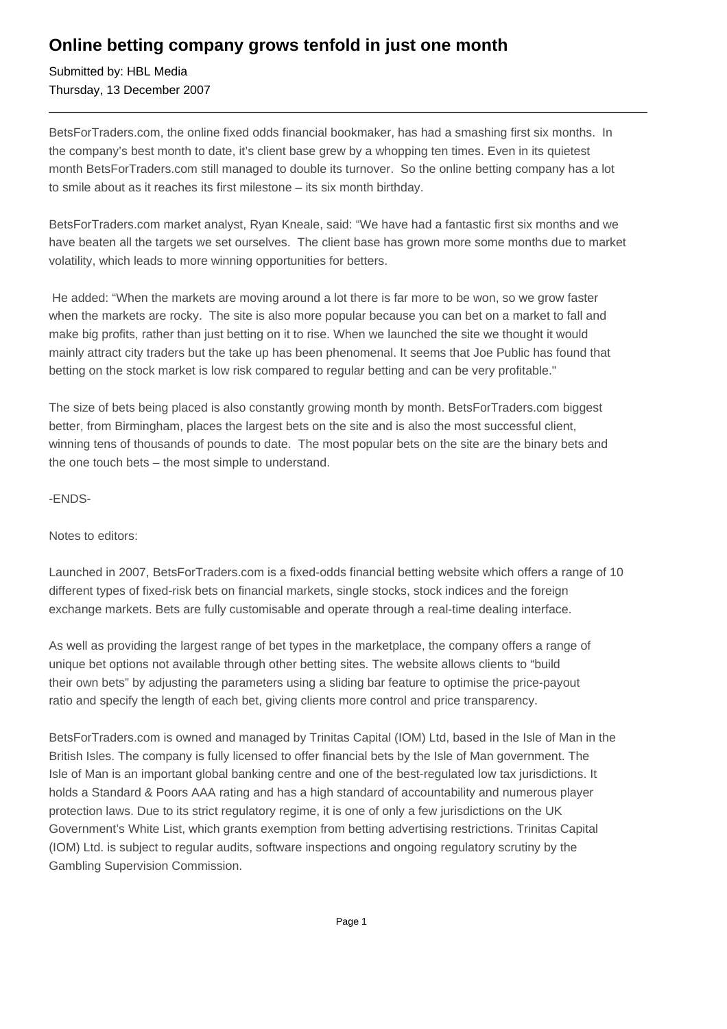# Online betting company grows tenfold in just one month

Submitted by: HBL Media
Thursday, 13 December 2007

---

BetsForTraders.com, the online fixed odds financial bookmaker, has had a smashing first six months. In the company's best month to date, it's client base grew by a whopping ten times. Even in its quietest month BetsForTraders.com still managed to double its turnover. So the online betting company has a lot to smile about as it reaches its first milestone – its six month birthday.

BetsForTraders.com market analyst, Ryan Kneale, said: "We have had a fantastic first six months and we have beaten all the targets we set ourselves. The client base has grown more some months due to market volatility, which leads to more winning opportunities for betters.

He added: "When the markets are moving around a lot there is far more to be won, so we grow faster when the markets are rocky. The site is also more popular because you can bet on a market to fall and make big profits, rather than just betting on it to rise. When we launched the site we thought it would mainly attract city traders but the take up has been phenomenal. It seems that Joe Public has found that betting on the stock market is low risk compared to regular betting and can be very profitable."

The size of bets being placed is also constantly growing month by month. BetsForTraders.com biggest better, from Birmingham, places the largest bets on the site and is also the most successful client, winning tens of thousands of pounds to date. The most popular bets on the site are the binary bets and the one touch bets – the most simple to understand.

-ENDS-

Notes to editors:

Launched in 2007, BetsForTraders.com is a fixed-odds financial betting website which offers a range of 10 different types of fixed-risk bets on financial markets, single stocks, stock indices and the foreign exchange markets. Bets are fully customisable and operate through a real-time dealing interface.

As well as providing the largest range of bet types in the marketplace, the company offers a range of unique bet options not available through other betting sites. The website allows clients to "build their own bets" by adjusting the parameters using a sliding bar feature to optimise the price-payout ratio and specify the length of each bet, giving clients more control and price transparency.

BetsForTraders.com is owned and managed by Trinitas Capital (IOM) Ltd, based in the Isle of Man in the British Isles. The company is fully licensed to offer financial bets by the Isle of Man government. The Isle of Man is an important global banking centre and one of the best-regulated low tax jurisdictions. It holds a Standard & Poors AAA rating and has a high standard of accountability and numerous player protection laws. Due to its strict regulatory regime, it is one of only a few jurisdictions on the UK Government's White List, which grants exemption from betting advertising restrictions. Trinitas Capital (IOM) Ltd. is subject to regular audits, software inspections and ongoing regulatory scrutiny by the Gambling Supervision Commission.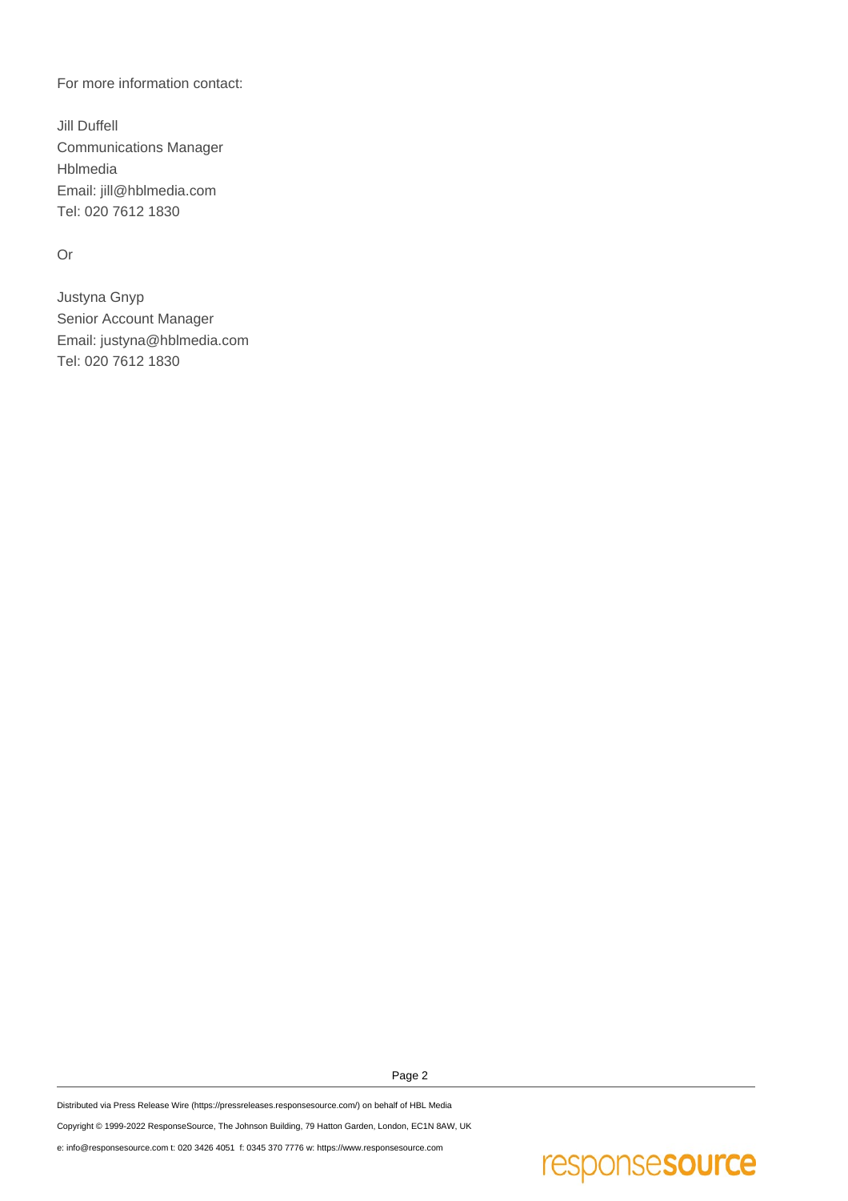For more information contact:

Jill Duffell
Communications Manager
Hblmedia
Email: jill@hblmedia.com
Tel: 020 7612 1830

Or

Justyna Gnyp
Senior Account Manager
Email: justyna@hblmedia.com
Tel: 020 7612 1830